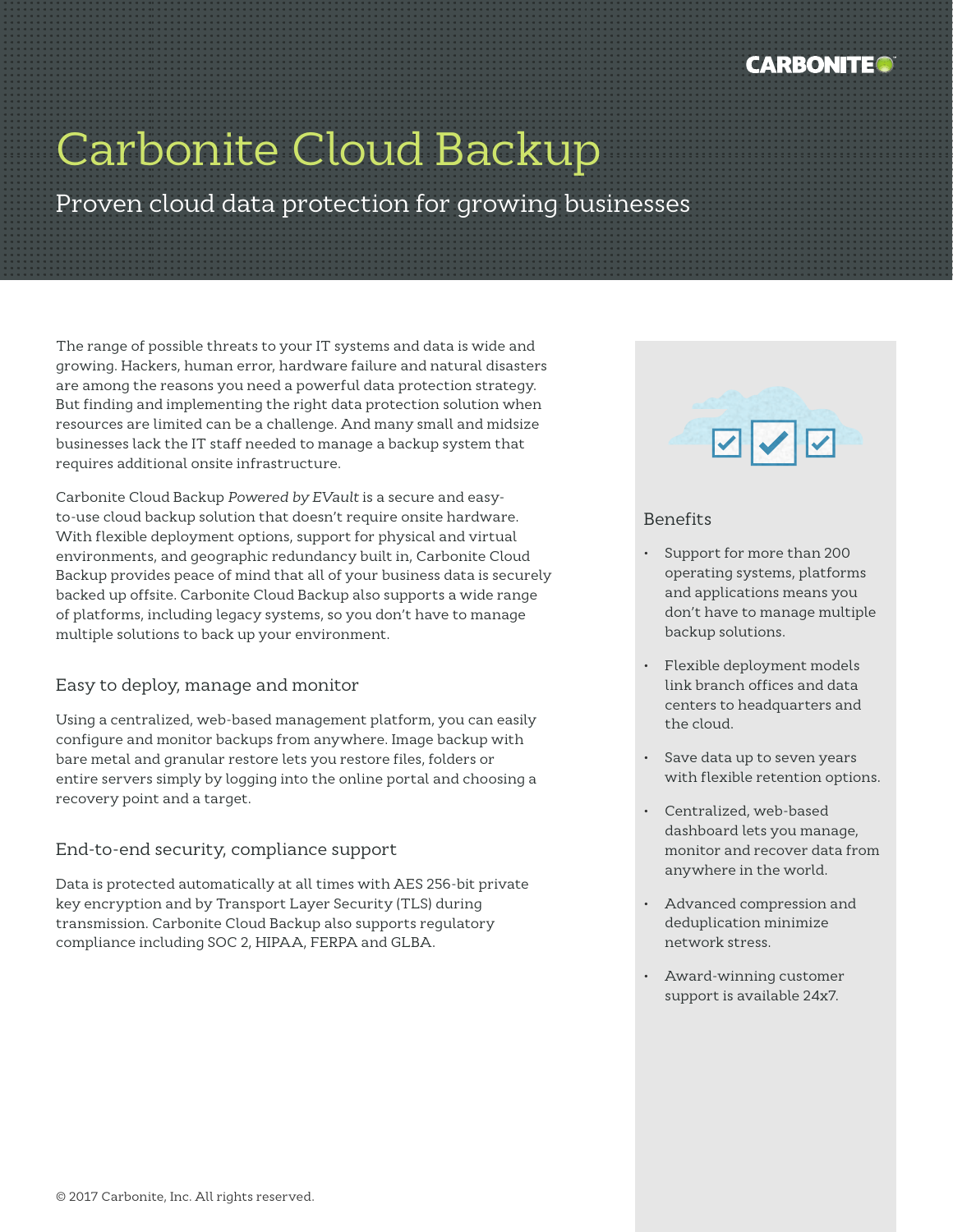# Carbonite Cloud Backup

## Proven cloud data protection for growing businesses

The range of possible threats to your IT systems and data is wide and growing. Hackers, human error, hardware failure and natural disasters are among the reasons you need a powerful data protection strategy. But finding and implementing the right data protection solution when resources are limited can be a challenge. And many small and midsize businesses lack the IT staff needed to manage a backup system that requires additional onsite infrastructure.

Carbonite Cloud Backup *Powered by EVault* is a secure and easy-to-use cloud backup solution that doesn't require onsite hardware. With flexible deployment options, support for physical and virtual environments, and geographic redundancy built in, Carbonite Cloud Backup provides peace of mind that all of your business data is securely backed up offsite. Carbonite Cloud Backup also supports a wide range of platforms, including legacy systems, so you don't have to manage multiple solutions to back up your environment.

### Easy to deploy, manage and monitor

Using a centralized, web-based management platform, you can easily configure and monitor backups from anywhere. Image backup with bare metal and granular restore lets you restore files, folders or entire servers simply by logging into the online portal and choosing a recovery point and a target.

### End-to-end security, compliance support

Data is protected automatically at all times with AES 256-bit private key encryption and by Transport Layer Security (TLS) during transmission. Carbonite Cloud Backup also supports regulatory compliance including SOC 2, HIPAA, FERPA and GLBA.

### Benefits

- Support for more than 200 operating systems, platforms and applications means you don't have to manage multiple backup solutions.
- Flexible deployment models link branch offices and data centers to headquarters and the cloud.
- Save data up to seven years with flexible retention options.
- Centralized, web-based dashboard lets you manage, monitor and recover data from anywhere in the world.
- Advanced compression and deduplication minimize network stress.
- Award-winning customer support is available 24x7.

© 2017 Carbonite, Inc. All rights reserved.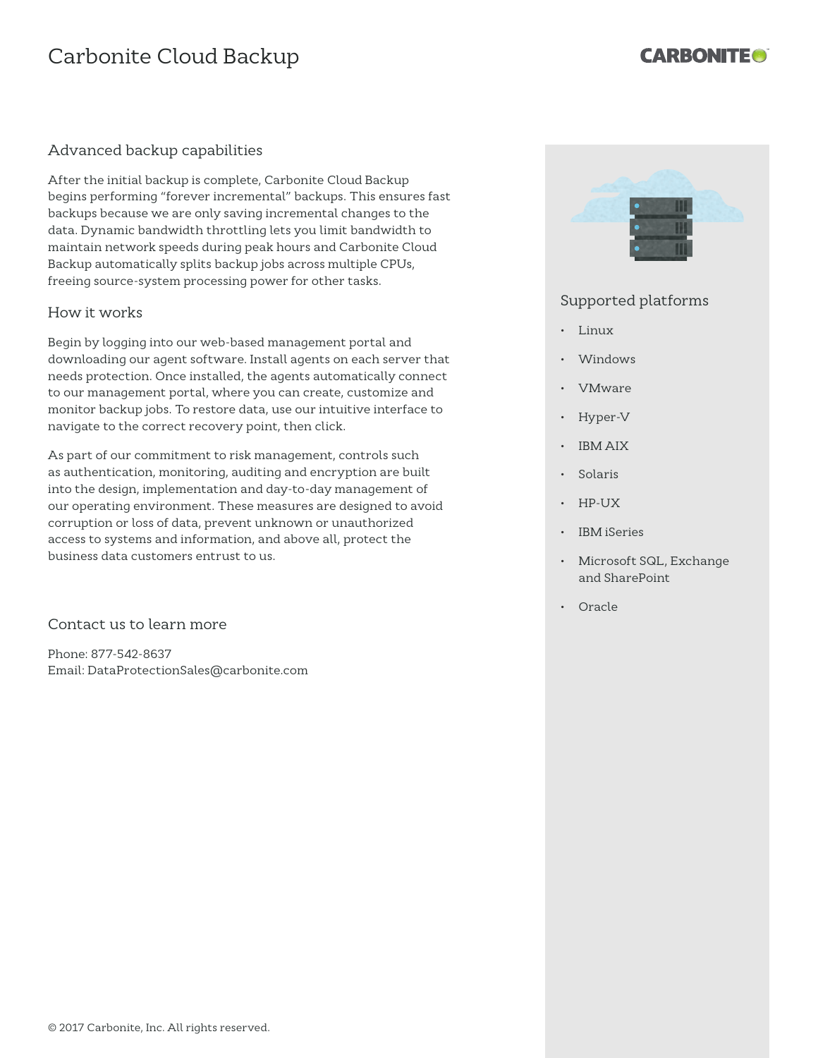## Advanced backup capabilities

After the initial backup is complete, Carbonite Cloud Backup begins performing "forever incremental" backups. This ensures fast backups because we are only saving incremental changes to the data. Dynamic bandwidth throttling lets you limit bandwidth to maintain network speeds during peak hours and Carbonite Cloud Backup automatically splits backup jobs across multiple CPUs, freeing source-system processing power for other tasks.

## How it works

Begin by logging into our web-based management portal and downloading our agent software. Install agents on each server that needs protection. Once installed, the agents automatically connect to our management portal, where you can create, customize and monitor backup jobs. To restore data, use our intuitive interface to navigate to the correct recovery point, then click.

As part of our commitment to risk management, controls such as authentication, monitoring, auditing and encryption are built into the design, implementation and day-to-day management of our operating environment. These measures are designed to avoid corruption or loss of data, prevent unknown or unauthorized access to systems and information, and above all, protect the business data customers entrust to us.

## Contact us to learn more

Phone: 877-542-8637
Email: DataProtectionSales@carbonite.com

## Supported platforms

- Linux
- Windows
- VMware
- Hyper-V
- IBM AIX
- Solaris
- HP-UX
- IBM iSeries
- Microsoft SQL, Exchange and SharePoint
- Oracle

© 2017 Carbonite, Inc. All rights reserved.